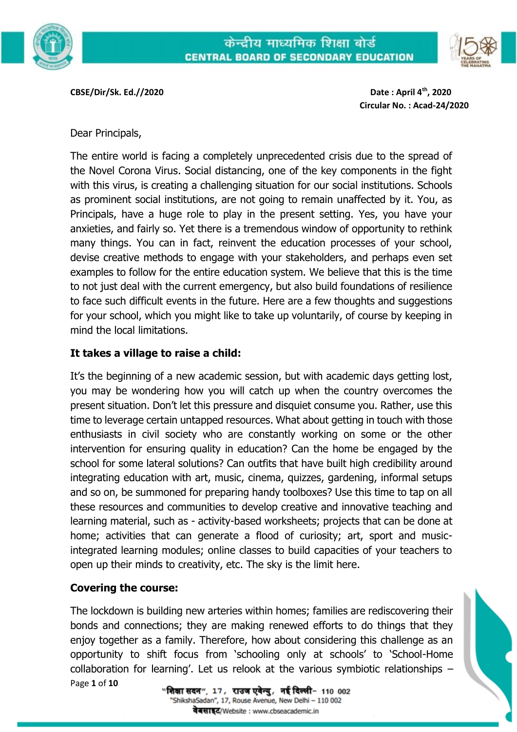केन्द्रीय माध्यमिक शिक्षा बोर्ड
CENTRAL BOARD OF SECONDARY EDUCATION

**CBSE/Dir/Sk. Ed.//2020**

**Date : April 4th, 2020**
**Circular No. : Acad-24/2020**

Dear Principals,

The entire world is facing a completely unprecedented crisis due to the spread of the Novel Corona Virus. Social distancing, one of the key components in the fight with this virus, is creating a challenging situation for our social institutions. Schools as prominent social institutions, are not going to remain unaffected by it. You, as Principals, have a huge role to play in the present setting. Yes, you have your anxieties, and fairly so. Yet there is a tremendous window of opportunity to rethink many things. You can in fact, reinvent the education processes of your school, devise creative methods to engage with your stakeholders, and perhaps even set examples to follow for the entire education system. We believe that this is the time to not just deal with the current emergency, but also build foundations of resilience to face such difficult events in the future. Here are a few thoughts and suggestions for your school, which you might like to take up voluntarily, of course by keeping in mind the local limitations.

**It takes a village to raise a child:**

It's the beginning of a new academic session, but with academic days getting lost, you may be wondering how you will catch up when the country overcomes the present situation. Don't let this pressure and disquiet consume you. Rather, use this time to leverage certain untapped resources. What about getting in touch with those enthusiasts in civil society who are constantly working on some or the other intervention for ensuring quality in education? Can the home be engaged by the school for some lateral solutions? Can outfits that have built high credibility around integrating education with art, music, cinema, quizzes, gardening, informal setups and so on, be summoned for preparing handy toolboxes? Use this time to tap on all these resources and communities to develop creative and innovative teaching and learning material, such as - activity-based worksheets; projects that can be done at home; activities that can generate a flood of curiosity; art, sport and music-integrated learning modules; online classes to build capacities of your teachers to open up their minds to creativity, etc. The sky is the limit here.

**Covering the course:**

The lockdown is building new arteries within homes; families are rediscovering their bonds and connections; they are making renewed efforts to do things that they enjoy together as a family. Therefore, how about considering this challenge as an opportunity to shift focus from 'schooling only at schools' to 'School-Home collaboration for learning'. Let us relook at the various symbiotic relationships –

"शिक्षा सदन", 17, राउज एवेन्यु, नई दिल्ली- 110 002
"ShikshaSadan", 17, Rouse Avenue, New Delhi – 110 002
वेबसाइट/Website : www.cbseacademic.in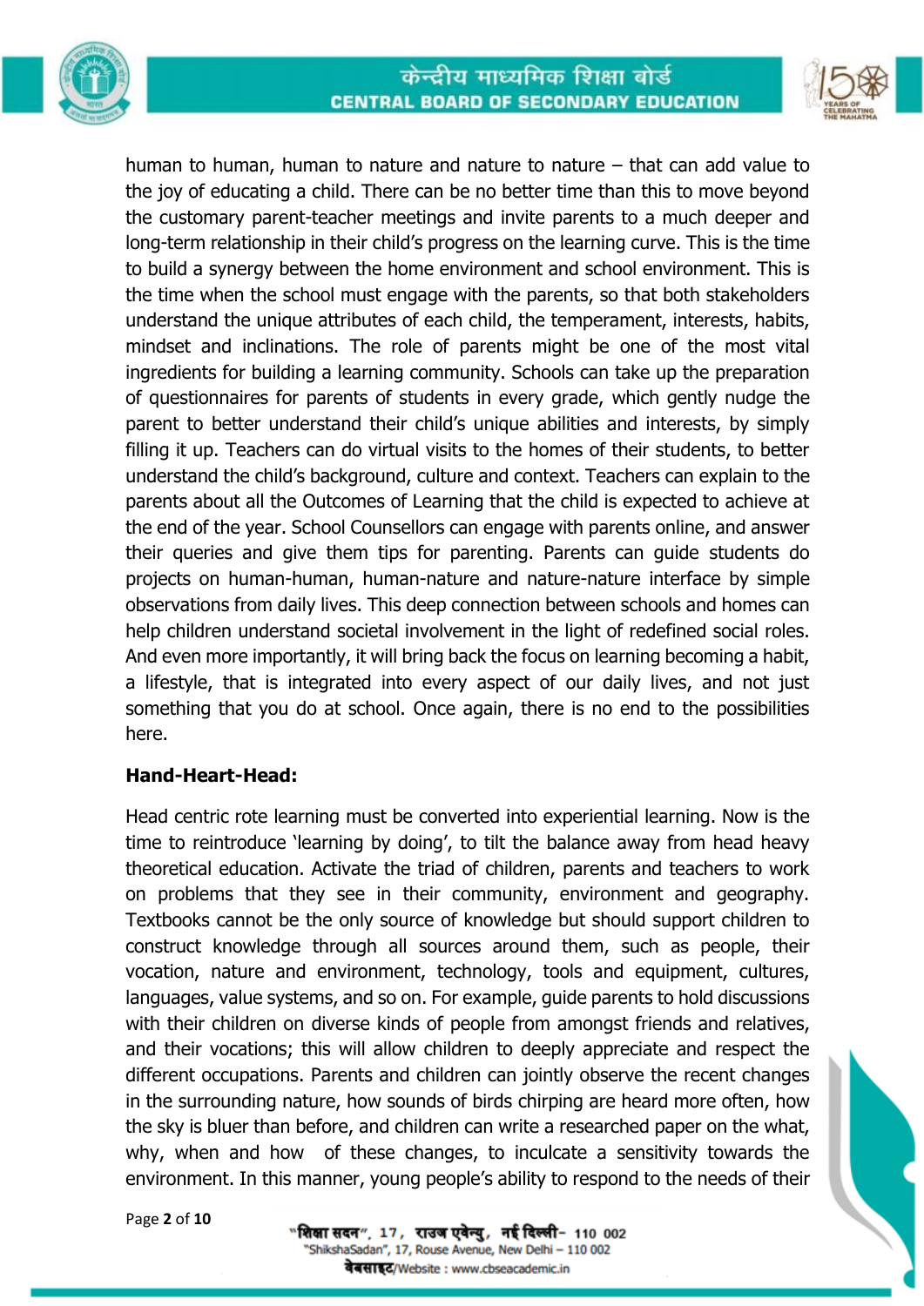human to human, human to nature and nature to nature – that can add value to the joy of educating a child. There can be no better time than this to move beyond the customary parent-teacher meetings and invite parents to a much deeper and long-term relationship in their child's progress on the learning curve. This is the time to build a synergy between the home environment and school environment. This is the time when the school must engage with the parents, so that both stakeholders understand the unique attributes of each child, the temperament, interests, habits, mindset and inclinations. The role of parents might be one of the most vital ingredients for building a learning community. Schools can take up the preparation of questionnaires for parents of students in every grade, which gently nudge the parent to better understand their child's unique abilities and interests, by simply filling it up. Teachers can do virtual visits to the homes of their students, to better understand the child's background, culture and context. Teachers can explain to the parents about all the Outcomes of Learning that the child is expected to achieve at the end of the year. School Counsellors can engage with parents online, and answer their queries and give them tips for parenting. Parents can guide students do projects on human-human, human-nature and nature-nature interface by simple observations from daily lives. This deep connection between schools and homes can help children understand societal involvement in the light of redefined social roles. And even more importantly, it will bring back the focus on learning becoming a habit, a lifestyle, that is integrated into every aspect of our daily lives, and not just something that you do at school. Once again, there is no end to the possibilities here.

**Hand-Heart-Head:**

Head centric rote learning must be converted into experiential learning. Now is the time to reintroduce 'learning by doing', to tilt the balance away from head heavy theoretical education. Activate the triad of children, parents and teachers to work on problems that they see in their community, environment and geography. Textbooks cannot be the only source of knowledge but should support children to construct knowledge through all sources around them, such as people, their vocation, nature and environment, technology, tools and equipment, cultures, languages, value systems, and so on. For example, guide parents to hold discussions with their children on diverse kinds of people from amongst friends and relatives, and their vocations; this will allow children to deeply appreciate and respect the different occupations. Parents and children can jointly observe the recent changes in the surrounding nature, how sounds of birds chirping are heard more often, how the sky is bluer than before, and children can write a researched paper on the what, why, when and how of these changes, to inculcate a sensitivity towards the environment. In this manner, young people's ability to respond to the needs of their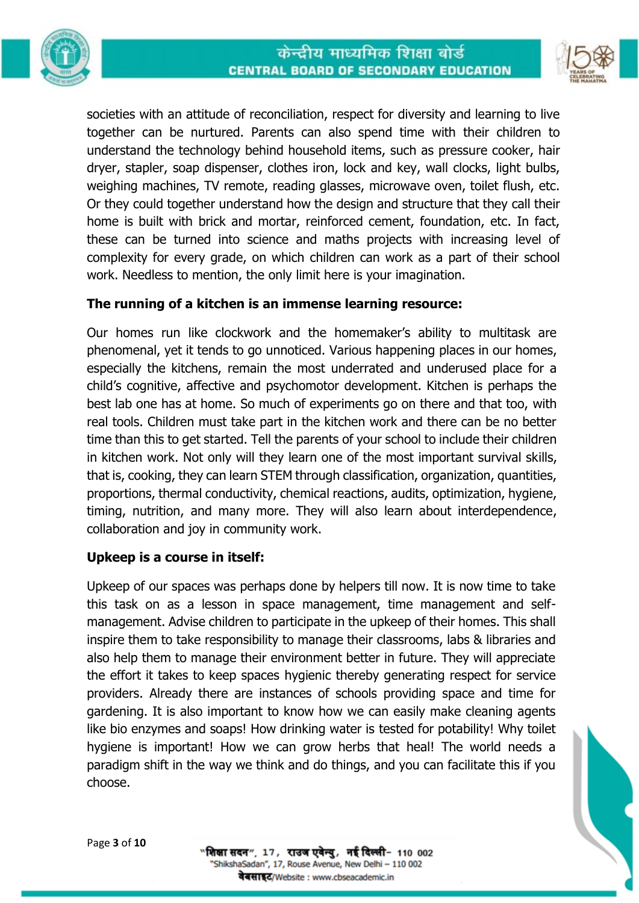societies with an attitude of reconciliation, respect for diversity and learning to live together can be nurtured. Parents can also spend time with their children to understand the technology behind household items, such as pressure cooker, hair dryer, stapler, soap dispenser, clothes iron, lock and key, wall clocks, light bulbs, weighing machines, TV remote, reading glasses, microwave oven, toilet flush, etc. Or they could together understand how the design and structure that they call their home is built with brick and mortar, reinforced cement, foundation, etc. In fact, these can be turned into science and maths projects with increasing level of complexity for every grade, on which children can work as a part of their school work. Needless to mention, the only limit here is your imagination.

**The running of a kitchen is an immense learning resource:**

Our homes run like clockwork and the homemaker's ability to multitask are phenomenal, yet it tends to go unnoticed. Various happening places in our homes, especially the kitchens, remain the most underrated and underused place for a child's cognitive, affective and psychomotor development. Kitchen is perhaps the best lab one has at home. So much of experiments go on there and that too, with real tools. Children must take part in the kitchen work and there can be no better time than this to get started. Tell the parents of your school to include their children in kitchen work. Not only will they learn one of the most important survival skills, that is, cooking, they can learn STEM through classification, organization, quantities, proportions, thermal conductivity, chemical reactions, audits, optimization, hygiene, timing, nutrition, and many more. They will also learn about interdependence, collaboration and joy in community work.

**Upkeep is a course in itself:**

Upkeep of our spaces was perhaps done by helpers till now. It is now time to take this task on as a lesson in space management, time management and self-management. Advise children to participate in the upkeep of their homes. This shall inspire them to take responsibility to manage their classrooms, labs & libraries and also help them to manage their environment better in future. They will appreciate the effort it takes to keep spaces hygienic thereby generating respect for service providers. Already there are instances of schools providing space and time for gardening. It is also important to know how we can easily make cleaning agents like bio enzymes and soaps! How drinking water is tested for potability! Why toilet hygiene is important! How we can grow herbs that heal! The world needs a paradigm shift in the way we think and do things, and you can facilitate this if you choose.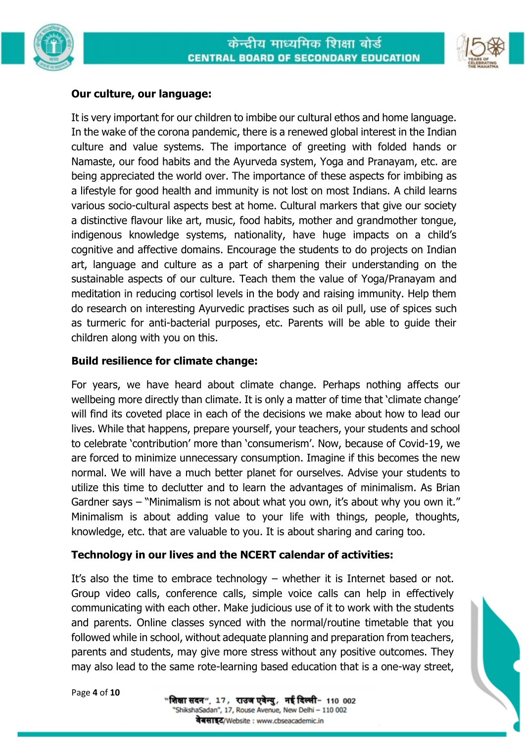**Our culture, our language:**

It is very important for our children to imbibe our cultural ethos and home language. In the wake of the corona pandemic, there is a renewed global interest in the Indian culture and value systems. The importance of greeting with folded hands or Namaste, our food habits and the Ayurveda system, Yoga and Pranayam, etc. are being appreciated the world over. The importance of these aspects for imbibing as a lifestyle for good health and immunity is not lost on most Indians. A child learns various socio-cultural aspects best at home. Cultural markers that give our society a distinctive flavour like art, music, food habits, mother and grandmother tongue, indigenous knowledge systems, nationality, have huge impacts on a child's cognitive and affective domains. Encourage the students to do projects on Indian art, language and culture as a part of sharpening their understanding on the sustainable aspects of our culture. Teach them the value of Yoga/Pranayam and meditation in reducing cortisol levels in the body and raising immunity. Help them do research on interesting Ayurvedic practises such as oil pull, use of spices such as turmeric for anti-bacterial purposes, etc. Parents will be able to guide their children along with you on this.

**Build resilience for climate change:**

For years, we have heard about climate change. Perhaps nothing affects our wellbeing more directly than climate. It is only a matter of time that 'climate change' will find its coveted place in each of the decisions we make about how to lead our lives. While that happens, prepare yourself, your teachers, your students and school to celebrate 'contribution' more than 'consumerism'. Now, because of Covid-19, we are forced to minimize unnecessary consumption. Imagine if this becomes the new normal. We will have a much better planet for ourselves. Advise your students to utilize this time to declutter and to learn the advantages of minimalism. As Brian Gardner says – "Minimalism is not about what you own, it's about why you own it." Minimalism is about adding value to your life with things, people, thoughts, knowledge, etc. that are valuable to you. It is about sharing and caring too.

**Technology in our lives and the NCERT calendar of activities:**

It's also the time to embrace technology – whether it is Internet based or not. Group video calls, conference calls, simple voice calls can help in effectively communicating with each other. Make judicious use of it to work with the students and parents. Online classes synced with the normal/routine timetable that you followed while in school, without adequate planning and preparation from teachers, parents and students, may give more stress without any positive outcomes. They may also lead to the same rote-learning based education that is a one-way street,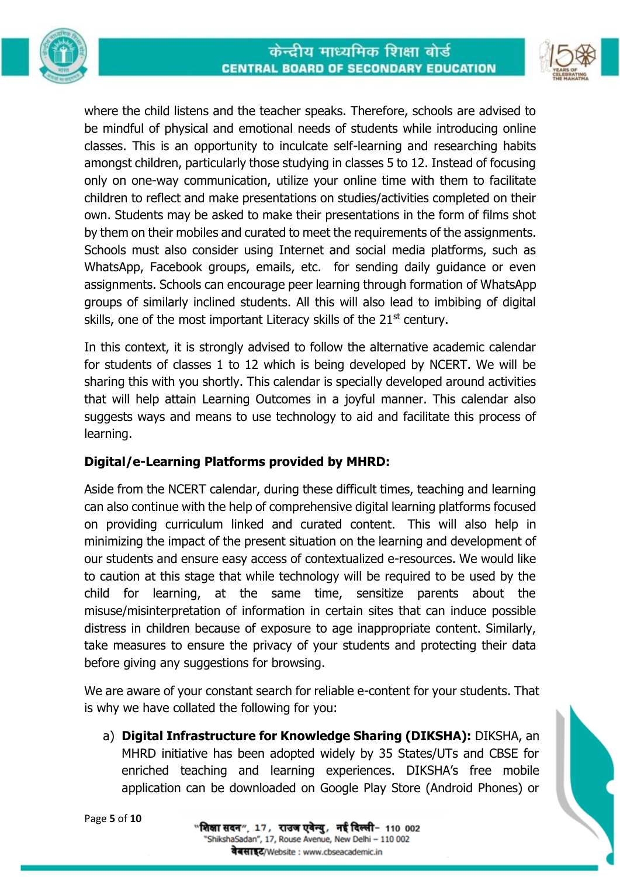where the child listens and the teacher speaks. Therefore, schools are advised to be mindful of physical and emotional needs of students while introducing online classes. This is an opportunity to inculcate self-learning and researching habits amongst children, particularly those studying in classes 5 to 12. Instead of focusing only on one-way communication, utilize your online time with them to facilitate children to reflect and make presentations on studies/activities completed on their own. Students may be asked to make their presentations in the form of films shot by them on their mobiles and curated to meet the requirements of the assignments. Schools must also consider using Internet and social media platforms, such as WhatsApp, Facebook groups, emails, etc. for sending daily guidance or even assignments. Schools can encourage peer learning through formation of WhatsApp groups of similarly inclined students. All this will also lead to imbibing of digital skills, one of the most important Literacy skills of the 21st century.

In this context, it is strongly advised to follow the alternative academic calendar for students of classes 1 to 12 which is being developed by NCERT. We will be sharing this with you shortly. This calendar is specially developed around activities that will help attain Learning Outcomes in a joyful manner. This calendar also suggests ways and means to use technology to aid and facilitate this process of learning.

**Digital/e-Learning Platforms provided by MHRD:**

Aside from the NCERT calendar, during these difficult times, teaching and learning can also continue with the help of comprehensive digital learning platforms focused on providing curriculum linked and curated content. This will also help in minimizing the impact of the present situation on the learning and development of our students and ensure easy access of contextualized e-resources. We would like to caution at this stage that while technology will be required to be used by the child for learning, at the same time, sensitize parents about the misuse/misinterpretation of information in certain sites that can induce possible distress in children because of exposure to age inappropriate content. Similarly, take measures to ensure the privacy of your students and protecting their data before giving any suggestions for browsing.

We are aware of your constant search for reliable e-content for your students. That is why we have collated the following for you:

a) **Digital Infrastructure for Knowledge Sharing (DIKSHA):** DIKSHA, an MHRD initiative has been adopted widely by 35 States/UTs and CBSE for enriched teaching and learning experiences. DIKSHA's free mobile application can be downloaded on Google Play Store (Android Phones) or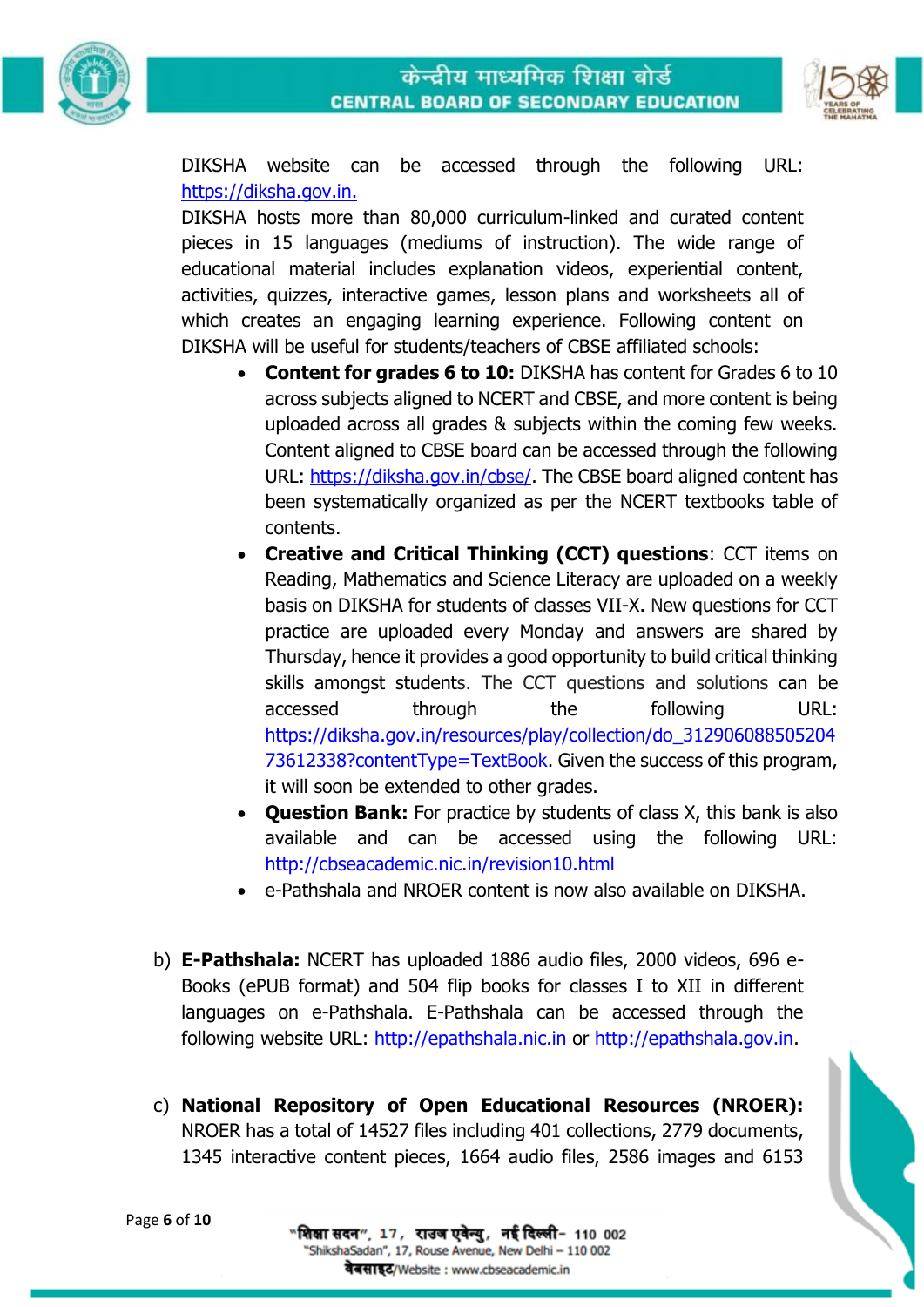DIKSHA website can be accessed through the following URL: https://diksha.gov.in.

DIKSHA hosts more than 80,000 curriculum-linked and curated content pieces in 15 languages (mediums of instruction). The wide range of educational material includes explanation videos, experiential content, activities, quizzes, interactive games, lesson plans and worksheets all of which creates an engaging learning experience. Following content on DIKSHA will be useful for students/teachers of CBSE affiliated schools:

- **Content for grades 6 to 10:** DIKSHA has content for Grades 6 to 10 across subjects aligned to NCERT and CBSE, and more content is being uploaded across all grades & subjects within the coming few weeks. Content aligned to CBSE board can be accessed through the following URL: https://diksha.gov.in/cbse/. The CBSE board aligned content has been systematically organized as per the NCERT textbooks table of contents.
- **Creative and Critical Thinking (CCT) questions**: CCT items on Reading, Mathematics and Science Literacy are uploaded on a weekly basis on DIKSHA for students of classes VII-X. New questions for CCT practice are uploaded every Monday and answers are shared by Thursday, hence it provides a good opportunity to build critical thinking skills amongst students. The CCT questions and solutions can be accessed through the following URL: https://diksha.gov.in/resources/play/collection/do_31290608850520473612338?contentType=TextBook. Given the success of this program, it will soon be extended to other grades.
- **Question Bank:** For practice by students of class X, this bank is also available and can be accessed using the following URL: http://cbseacademic.nic.in/revision10.html
- e-Pathshala and NROER content is now also available on DIKSHA.

b) **E-Pathshala:** NCERT has uploaded 1886 audio files, 2000 videos, 696 e-Books (ePUB format) and 504 flip books for classes I to XII in different languages on e-Pathshala. E-Pathshala can be accessed through the following website URL: http://epathshala.nic.in or http://epathshala.gov.in.

c) **National Repository of Open Educational Resources (NROER):** NROER has a total of 14527 files including 401 collections, 2779 documents, 1345 interactive content pieces, 1664 audio files, 2586 images and 6153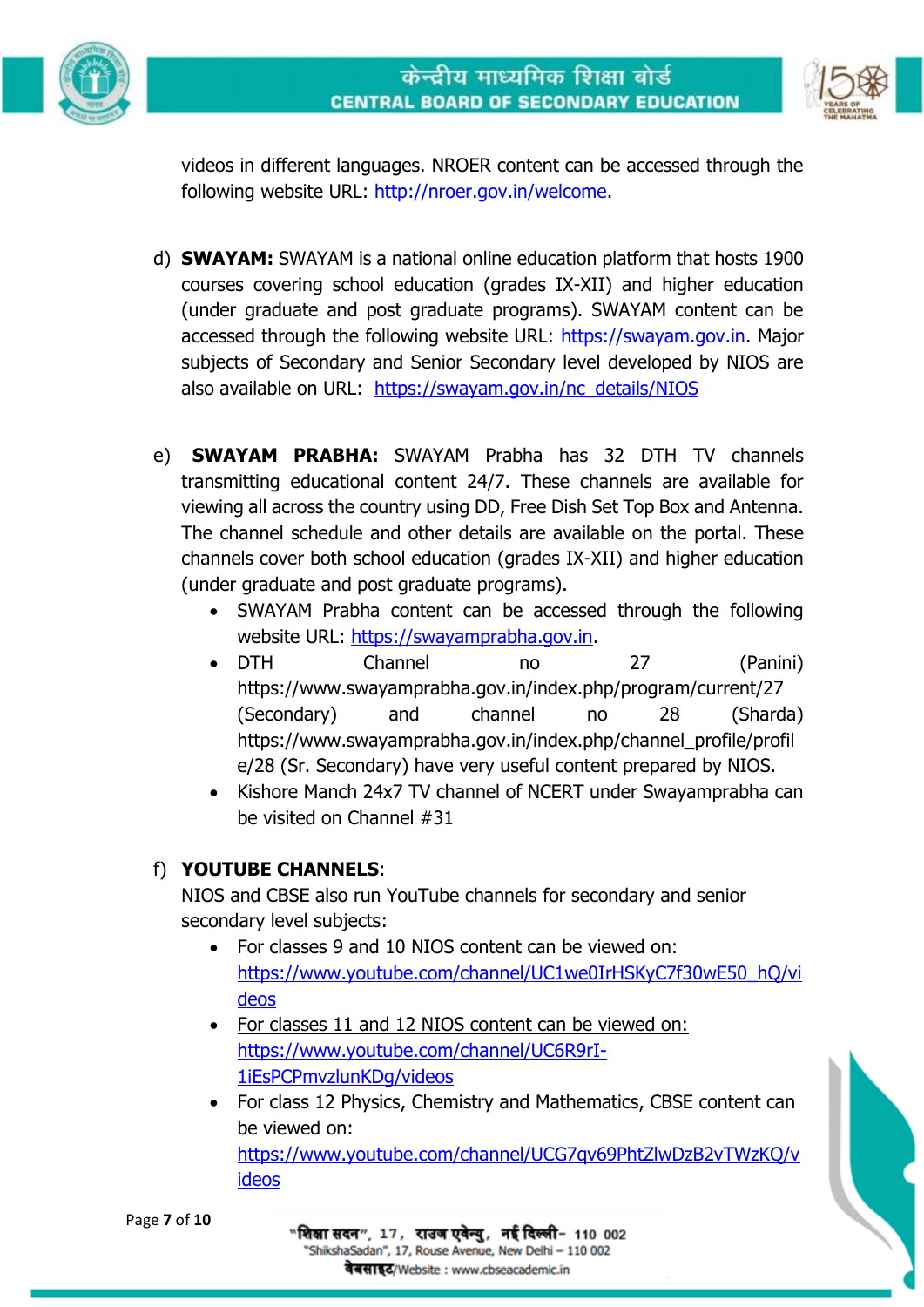videos in different languages. NROER content can be accessed through the following website URL: http://nroer.gov.in/welcome.

d) **SWAYAM:** SWAYAM is a national online education platform that hosts 1900 courses covering school education (grades IX-XII) and higher education (under graduate and post graduate programs). SWAYAM content can be accessed through the following website URL: https://swayam.gov.in. Major subjects of Secondary and Senior Secondary level developed by NIOS are also available on URL: https://swayam.gov.in/nc_details/NIOS

e) **SWAYAM PRABHA:** SWAYAM Prabha has 32 DTH TV channels transmitting educational content 24/7. These channels are available for viewing all across the country using DD, Free Dish Set Top Box and Antenna. The channel schedule and other details are available on the portal. These channels cover both school education (grades IX-XII) and higher education (under graduate and post graduate programs).

- SWAYAM Prabha content can be accessed through the following website URL: https://swayamprabha.gov.in.
- DTH Channel no 27 (Panini) https://www.swayamprabha.gov.in/index.php/program/current/27 (Secondary) and channel no 28 (Sharda) https://www.swayamprabha.gov.in/index.php/channel_profile/profile/28 (Sr. Secondary) have very useful content prepared by NIOS.
- Kishore Manch 24x7 TV channel of NCERT under Swayamprabha can be visited on Channel #31

f) **YOUTUBE CHANNELS**:
NIOS and CBSE also run YouTube channels for secondary and senior secondary level subjects:

- For classes 9 and 10 NIOS content can be viewed on: https://www.youtube.com/channel/UC1we0IrHSKyC7f30wE50_hQ/videos
- For classes 11 and 12 NIOS content can be viewed on: https://www.youtube.com/channel/UC6R9rI-1iEsPCPmvzlunKDg/videos
- For class 12 Physics, Chemistry and Mathematics, CBSE content can be viewed on: https://www.youtube.com/channel/UCG7qv69PhtZlwDzB2vTWzKQ/videos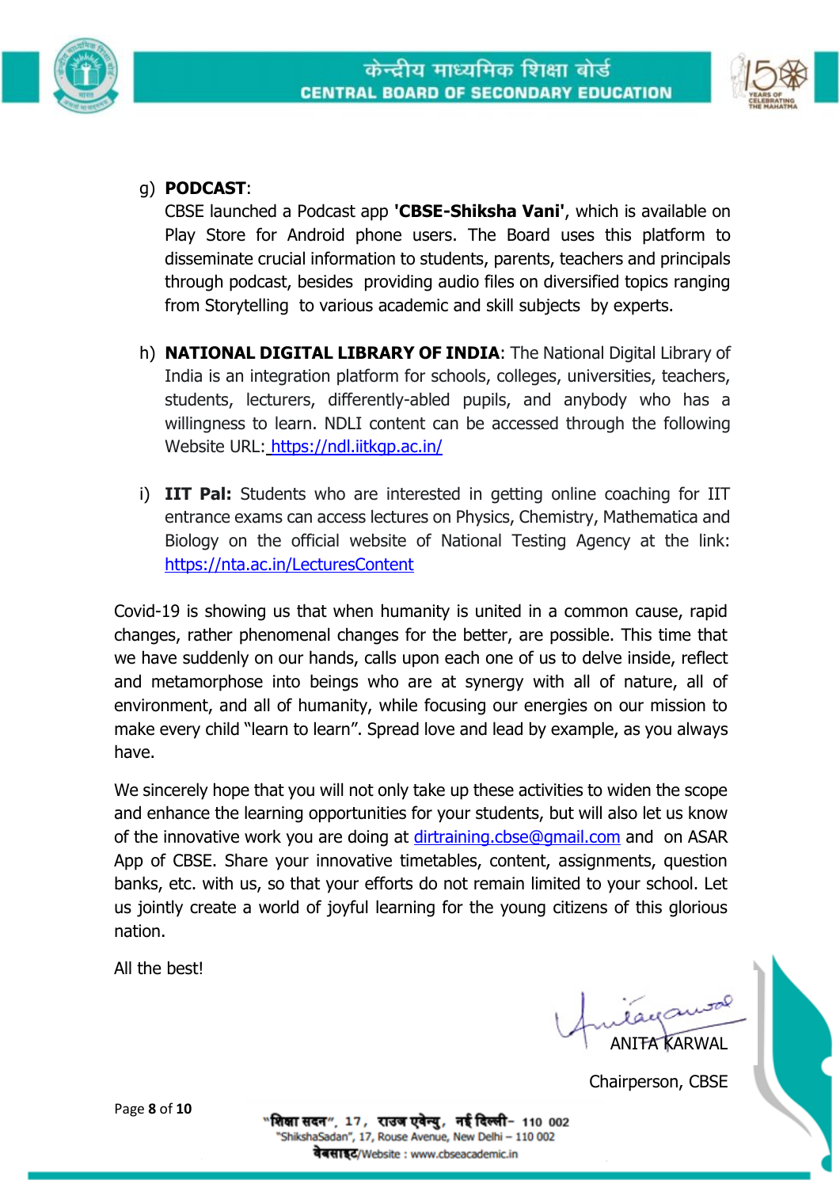g) **PODCAST**:
CBSE launched a Podcast app **'CBSE-Shiksha Vani'**, which is available on Play Store for Android phone users. The Board uses this platform to disseminate crucial information to students, parents, teachers and principals through podcast, besides providing audio files on diversified topics ranging from Storytelling to various academic and skill subjects by experts.

h) **NATIONAL DIGITAL LIBRARY OF INDIA**: The National Digital Library of India is an integration platform for schools, colleges, universities, teachers, students, lecturers, differently-abled pupils, and anybody who has a willingness to learn. NDLI content can be accessed through the following Website URL: https://ndl.iitkgp.ac.in/

i) **IIT Pal:** Students who are interested in getting online coaching for IIT entrance exams can access lectures on Physics, Chemistry, Mathematica and Biology on the official website of National Testing Agency at the link: https://nta.ac.in/LecturesContent

Covid-19 is showing us that when humanity is united in a common cause, rapid changes, rather phenomenal changes for the better, are possible. This time that we have suddenly on our hands, calls upon each one of us to delve inside, reflect and metamorphose into beings who are at synergy with all of nature, all of environment, and all of humanity, while focusing our energies on our mission to make every child "learn to learn". Spread love and lead by example, as you always have.

We sincerely hope that you will not only take up these activities to widen the scope and enhance the learning opportunities for your students, but will also let us know of the innovative work you are doing at dirtraining.cbse@gmail.com and on ASAR App of CBSE. Share your innovative timetables, content, assignments, question banks, etc. with us, so that your efforts do not remain limited to your school. Let us jointly create a world of joyful learning for the young citizens of this glorious nation.

All the best!

ANITA KARWAL

Chairperson, CBSE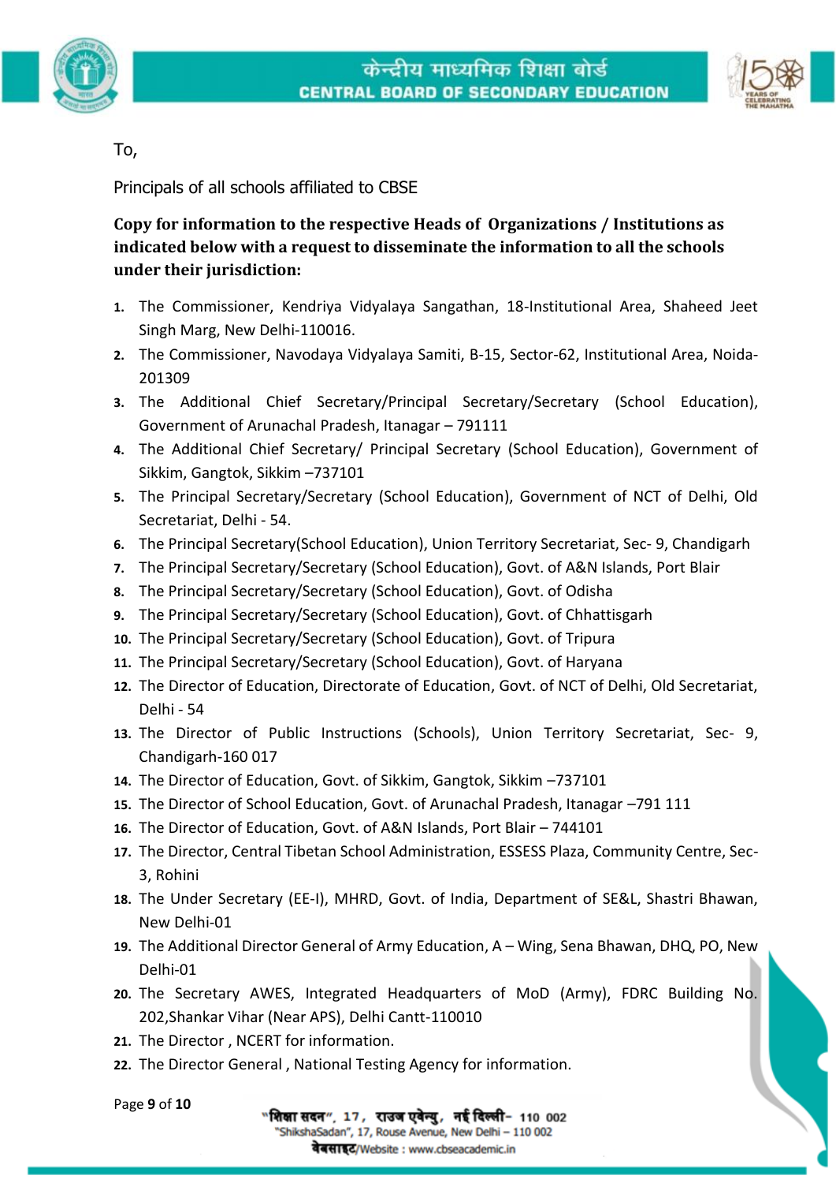To,

Principals of all schools affiliated to CBSE

**Copy for information to the respective Heads of Organizations / Institutions as indicated below with a request to disseminate the information to all the schools under their jurisdiction:**

1. The Commissioner, Kendriya Vidyalaya Sangathan, 18-Institutional Area, Shaheed Jeet Singh Marg, New Delhi-110016.
2. The Commissioner, Navodaya Vidyalaya Samiti, B-15, Sector-62, Institutional Area, Noida-201309
3. The Additional Chief Secretary/Principal Secretary/Secretary (School Education), Government of Arunachal Pradesh, Itanagar – 791111
4. The Additional Chief Secretary/ Principal Secretary (School Education), Government of Sikkim, Gangtok, Sikkim –737101
5. The Principal Secretary/Secretary (School Education), Government of NCT of Delhi, Old Secretariat, Delhi - 54.
6. The Principal Secretary(School Education), Union Territory Secretariat, Sec- 9, Chandigarh
7. The Principal Secretary/Secretary (School Education), Govt. of A&N Islands, Port Blair
8. The Principal Secretary/Secretary (School Education), Govt. of Odisha
9. The Principal Secretary/Secretary (School Education), Govt. of Chhattisgarh
10. The Principal Secretary/Secretary (School Education), Govt. of Tripura
11. The Principal Secretary/Secretary (School Education), Govt. of Haryana
12. The Director of Education, Directorate of Education, Govt. of NCT of Delhi, Old Secretariat, Delhi - 54
13. The Director of Public Instructions (Schools), Union Territory Secretariat, Sec- 9, Chandigarh-160 017
14. The Director of Education, Govt. of Sikkim, Gangtok, Sikkim –737101
15. The Director of School Education, Govt. of Arunachal Pradesh, Itanagar –791 111
16. The Director of Education, Govt. of A&N Islands, Port Blair – 744101
17. The Director, Central Tibetan School Administration, ESSESS Plaza, Community Centre, Sec-3, Rohini
18. The Under Secretary (EE-I), MHRD, Govt. of India, Department of SE&L, Shastri Bhawan, New Delhi-01
19. The Additional Director General of Army Education, A – Wing, Sena Bhawan, DHQ, PO, New Delhi-01
20. The Secretary AWES, Integrated Headquarters of MoD (Army), FDRC Building No. 202,Shankar Vihar (Near APS), Delhi Cantt-110010
21. The Director , NCERT for information.
22. The Director General , National Testing Agency for information.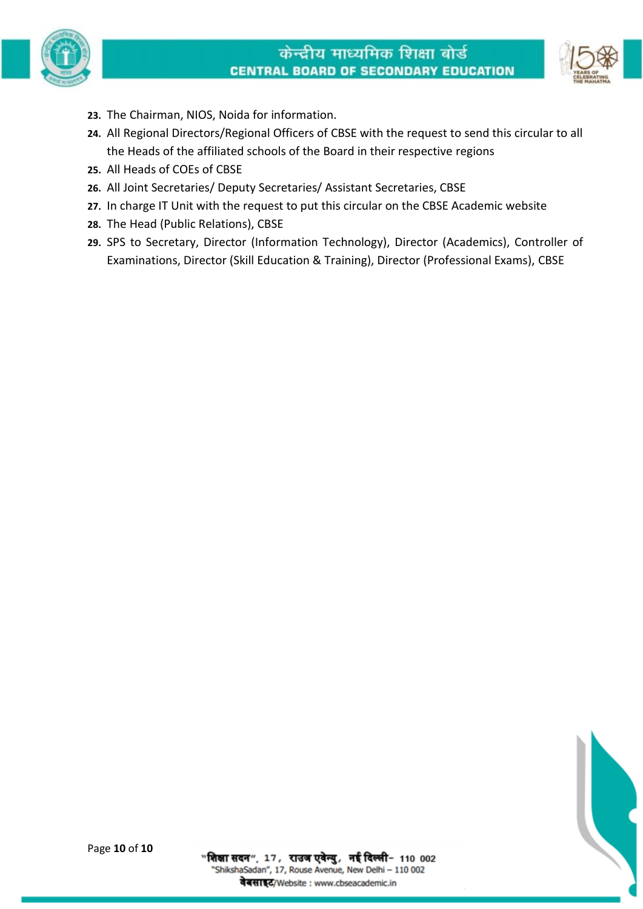23. The Chairman, NIOS, Noida for information.
24. All Regional Directors/Regional Officers of CBSE with the request to send this circular to all the Heads of the affiliated schools of the Board in their respective regions
25. All Heads of COEs of CBSE
26. All Joint Secretaries/ Deputy Secretaries/ Assistant Secretaries, CBSE
27. In charge IT Unit with the request to put this circular on the CBSE Academic website
28. The Head (Public Relations), CBSE
29. SPS to Secretary, Director (Information Technology), Director (Academics), Controller of Examinations, Director (Skill Education & Training), Director (Professional Exams), CBSE